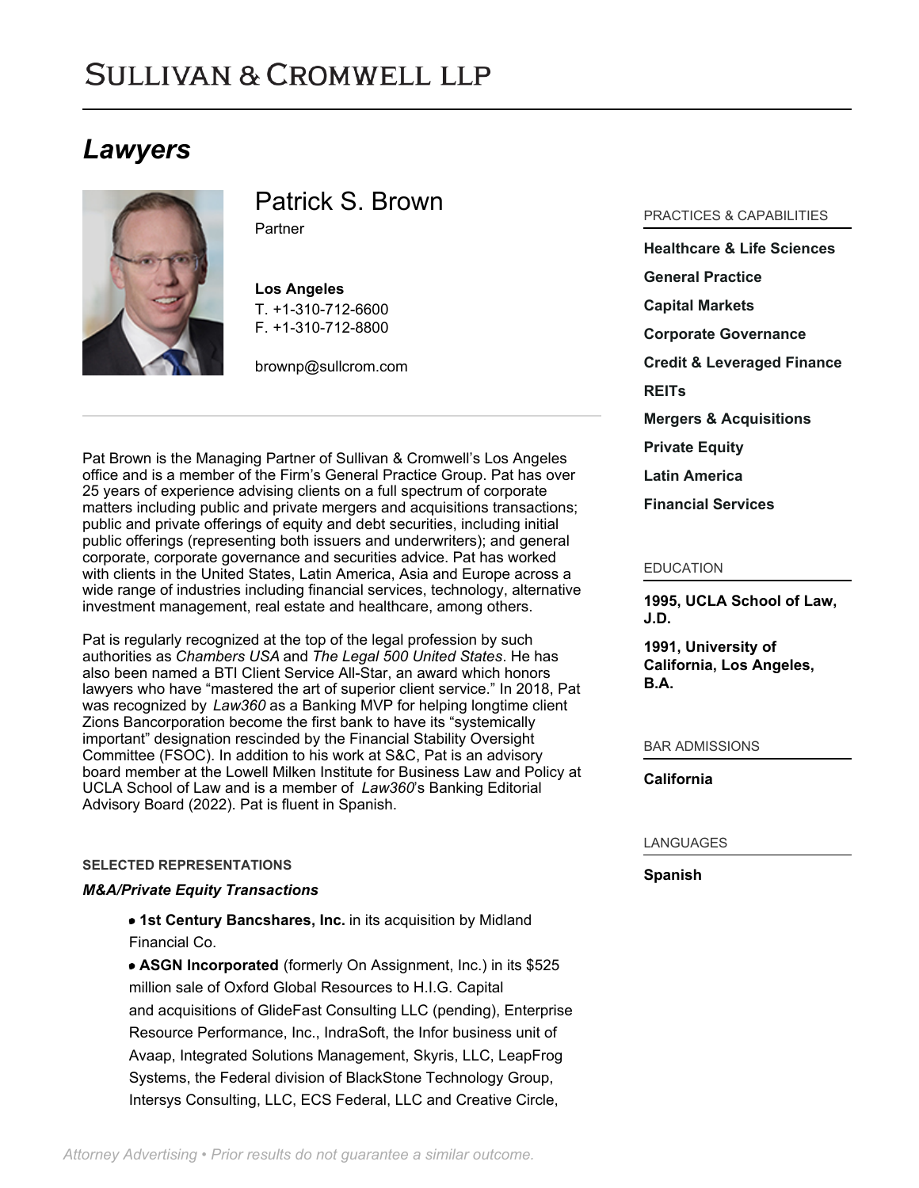# SULLIVAN & CROMWELL LLP

## Lawyers

# Patrick S. Brown

Partner

**Los Angeles**
T. +1-310-712-6600
F. +1-310-712-8800

brownp@sullcrom.com

Pat Brown is the Managing Partner of Sullivan & Cromwell's Los Angeles office and is a member of the Firm's General Practice Group. Pat has over 25 years of experience advising clients on a full spectrum of corporate matters including public and private mergers and acquisitions transactions; public and private offerings of equity and debt securities, including initial public offerings (representing both issuers and underwriters); and general corporate, corporate governance and securities advice. Pat has worked with clients in the United States, Latin America, Asia and Europe across a wide range of industries including financial services, technology, alternative investment management, real estate and healthcare, among others.

Pat is regularly recognized at the top of the legal profession by such authorities as *Chambers USA* and *The Legal 500 United States*. He has also been named a BTI Client Service All-Star, an award which honors lawyers who have "mastered the art of superior client service." In 2018, Pat was recognized by *Law360* as a Banking MVP for helping longtime client Zions Bancorporation become the first bank to have its "systemically important" designation rescinded by the Financial Stability Oversight Committee (FSOC). In addition to his work at S&C, Pat is an advisory board member at the Lowell Milken Institute for Business Law and Policy at UCLA School of Law and is a member of *Law360*'s Banking Editorial Advisory Board (2022). Pat is fluent in Spanish.

### SELECTED REPRESENTATIONS

***M&A/Private Equity Transactions***

- **1st Century Bancshares, Inc.** in its acquisition by Midland Financial Co.
- **ASGN Incorporated** (formerly On Assignment, Inc.) in its $525 million sale of Oxford Global Resources to H.I.G. Capital and acquisitions of GlideFast Consulting LLC (pending), Enterprise Resource Performance, Inc., IndraSoft, the Infor business unit of Avaap, Integrated Solutions Management, Skyris, LLC, LeapFrog Systems, the Federal division of BlackStone Technology Group, Intersys Consulting, LLC, ECS Federal, LLC and Creative Circle,

### PRACTICES & CAPABILITIES

**Healthcare & Life Sciences**

**General Practice**

**Capital Markets**

**Corporate Governance**

**Credit & Leveraged Finance**

**REITs**

**Mergers & Acquisitions**

**Private Equity**

**Latin America**

**Financial Services**

### EDUCATION

**1995, UCLA School of Law, J.D.**

**1991, University of California, Los Angeles, B.A.**

### BAR ADMISSIONS

**California**

### LANGUAGES

**Spanish**

*Attorney Advertising • Prior results do not guarantee a similar outcome.*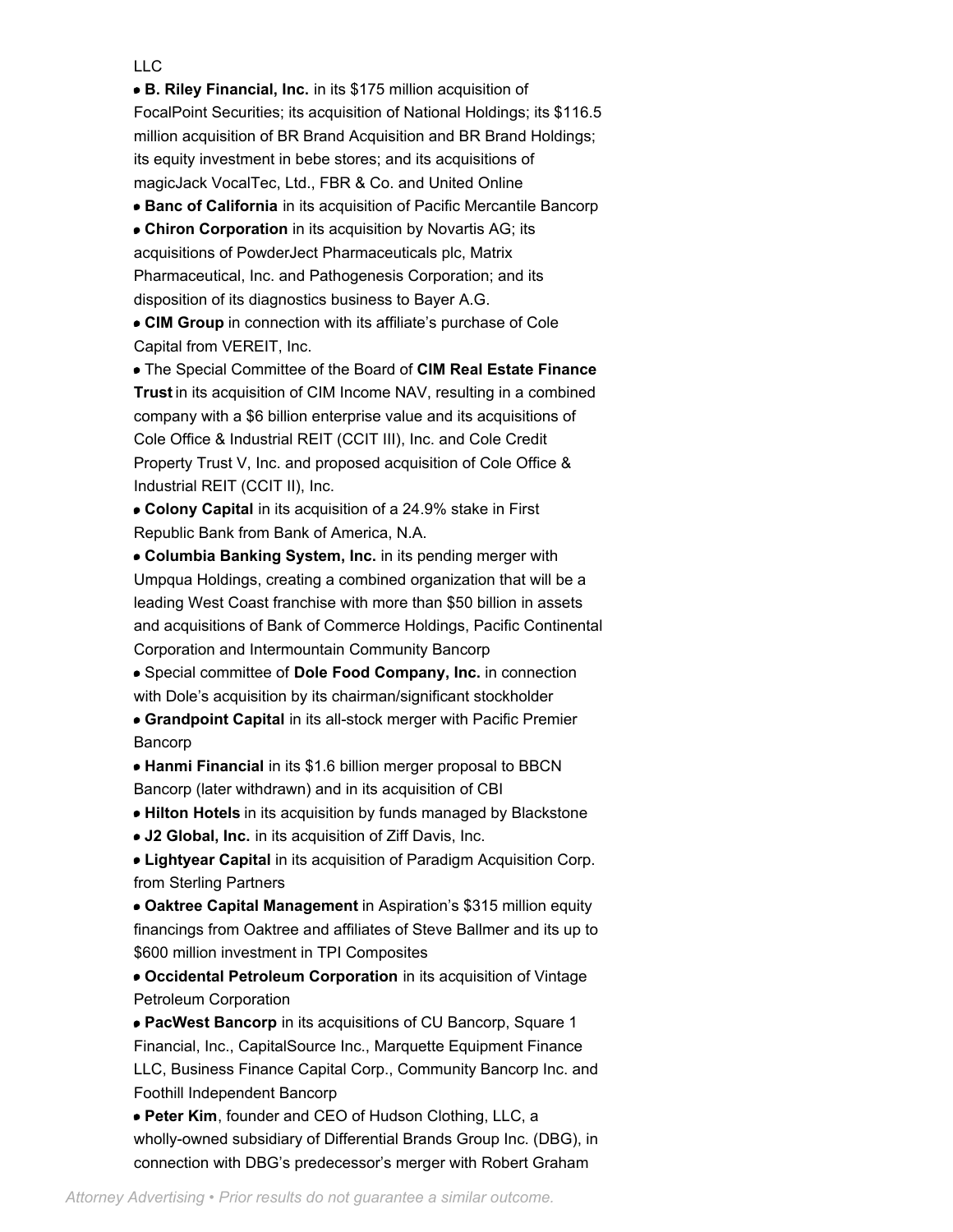LLC

- **B. Riley Financial, Inc.** in its $175 million acquisition of FocalPoint Securities; its acquisition of National Holdings; its $116.5 million acquisition of BR Brand Acquisition and BR Brand Holdings; its equity investment in bebe stores; and its acquisitions of magicJack VocalTec, Ltd., FBR & Co. and United Online
- **Banc of California** in its acquisition of Pacific Mercantile Bancorp
- **Chiron Corporation** in its acquisition by Novartis AG; its acquisitions of PowderJect Pharmaceuticals plc, Matrix Pharmaceutical, Inc. and Pathogenesis Corporation; and its disposition of its diagnostics business to Bayer A.G.
- **CIM Group** in connection with its affiliate's purchase of Cole Capital from VEREIT, Inc.
- The Special Committee of the Board of **CIM Real Estate Finance Trust** in its acquisition of CIM Income NAV, resulting in a combined company with a $6 billion enterprise value and its acquisitions of Cole Office & Industrial REIT (CCIT III), Inc. and Cole Credit Property Trust V, Inc. and proposed acquisition of Cole Office & Industrial REIT (CCIT II), Inc.
- **Colony Capital** in its acquisition of a 24.9% stake in First Republic Bank from Bank of America, N.A.
- **Columbia Banking System, Inc.** in its pending merger with Umpqua Holdings, creating a combined organization that will be a leading West Coast franchise with more than $50 billion in assets and acquisitions of Bank of Commerce Holdings, Pacific Continental Corporation and Intermountain Community Bancorp
- Special committee of **Dole Food Company, Inc.** in connection with Dole's acquisition by its chairman/significant stockholder
- **Grandpoint Capital** in its all-stock merger with Pacific Premier Bancorp
- **Hanmi Financial** in its $1.6 billion merger proposal to BBCN Bancorp (later withdrawn) and in its acquisition of CBI
- **Hilton Hotels** in its acquisition by funds managed by Blackstone
- **J2 Global, Inc.** in its acquisition of Ziff Davis, Inc.
- **Lightyear Capital** in its acquisition of Paradigm Acquisition Corp. from Sterling Partners
- **Oaktree Capital Management** in Aspiration's $315 million equity financings from Oaktree and affiliates of Steve Ballmer and its up to $600 million investment in TPI Composites
- **Occidental Petroleum Corporation** in its acquisition of Vintage Petroleum Corporation
- **PacWest Bancorp** in its acquisitions of CU Bancorp, Square 1 Financial, Inc., CapitalSource Inc., Marquette Equipment Finance LLC, Business Finance Capital Corp., Community Bancorp Inc. and Foothill Independent Bancorp
- **Peter Kim**, founder and CEO of Hudson Clothing, LLC, a wholly-owned subsidiary of Differential Brands Group Inc. (DBG), in connection with DBG's predecessor's merger with Robert Graham

*Attorney Advertising • Prior results do not guarantee a similar outcome.*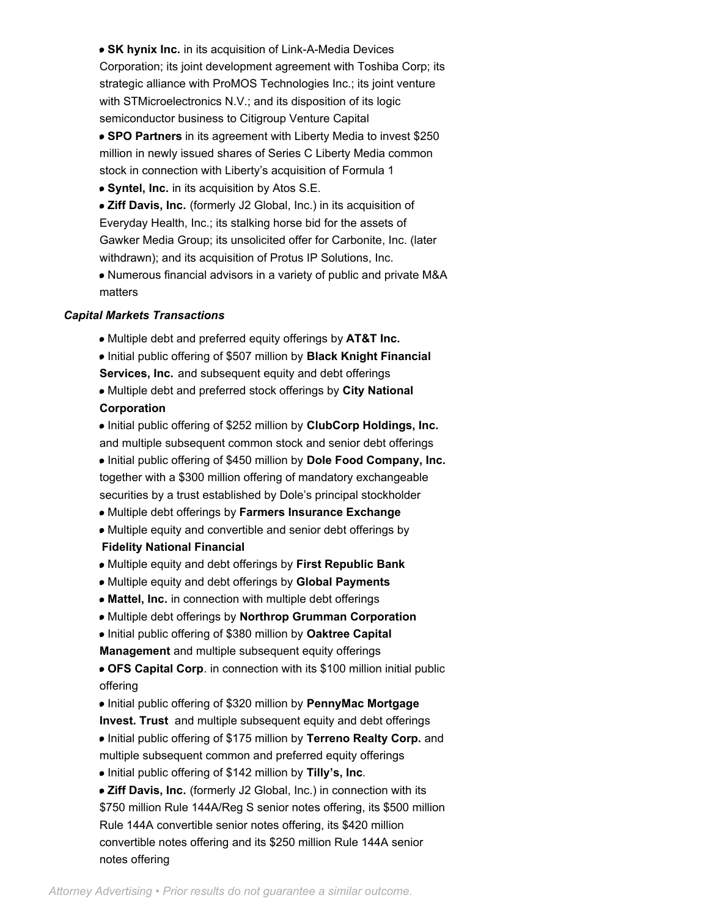- **SK hynix Inc.** in its acquisition of Link-A-Media Devices Corporation; its joint development agreement with Toshiba Corp; its strategic alliance with ProMOS Technologies Inc.; its joint venture with STMicroelectronics N.V.; and its disposition of its logic semiconductor business to Citigroup Venture Capital
- **SPO Partners** in its agreement with Liberty Media to invest $250 million in newly issued shares of Series C Liberty Media common stock in connection with Liberty's acquisition of Formula 1
- **Syntel, Inc.** in its acquisition by Atos S.E.
- **Ziff Davis, Inc.** (formerly J2 Global, Inc.) in its acquisition of Everyday Health, Inc.; its stalking horse bid for the assets of Gawker Media Group; its unsolicited offer for Carbonite, Inc. (later withdrawn); and its acquisition of Protus IP Solutions, Inc.
- Numerous financial advisors in a variety of public and private M&A matters

***Capital Markets Transactions***

- Multiple debt and preferred equity offerings by **AT&T Inc.**
- Initial public offering of $507 million by **Black Knight Financial Services, Inc.** and subsequent equity and debt offerings
- Multiple debt and preferred stock offerings by **City National Corporation**
- Initial public offering of $252 million by **ClubCorp Holdings, Inc.** and multiple subsequent common stock and senior debt offerings
- Initial public offering of $450 million by **Dole Food Company, Inc.** together with a $300 million offering of mandatory exchangeable securities by a trust established by Dole's principal stockholder
- Multiple debt offerings by **Farmers Insurance Exchange**
- Multiple equity and convertible and senior debt offerings by **Fidelity National Financial**
- Multiple equity and debt offerings by **First Republic Bank**
- Multiple equity and debt offerings by **Global Payments**
- **Mattel, Inc.** in connection with multiple debt offerings
- Multiple debt offerings by **Northrop Grumman Corporation**
- Initial public offering of $380 million by **Oaktree Capital Management** and multiple subsequent equity offerings
- **OFS Capital Corp**. in connection with its $100 million initial public offering
- Initial public offering of $320 million by **PennyMac Mortgage Invest. Trust** and multiple subsequent equity and debt offerings
- Initial public offering of $175 million by **Terreno Realty Corp.** and multiple subsequent common and preferred equity offerings
- Initial public offering of $142 million by **Tilly's, Inc**.
- **Ziff Davis, Inc.** (formerly J2 Global, Inc.) in connection with its $750 million Rule 144A/Reg S senior notes offering, its $500 million Rule 144A convertible senior notes offering, its $420 million convertible notes offering and its $250 million Rule 144A senior notes offering

*Attorney Advertising • Prior results do not guarantee a similar outcome.*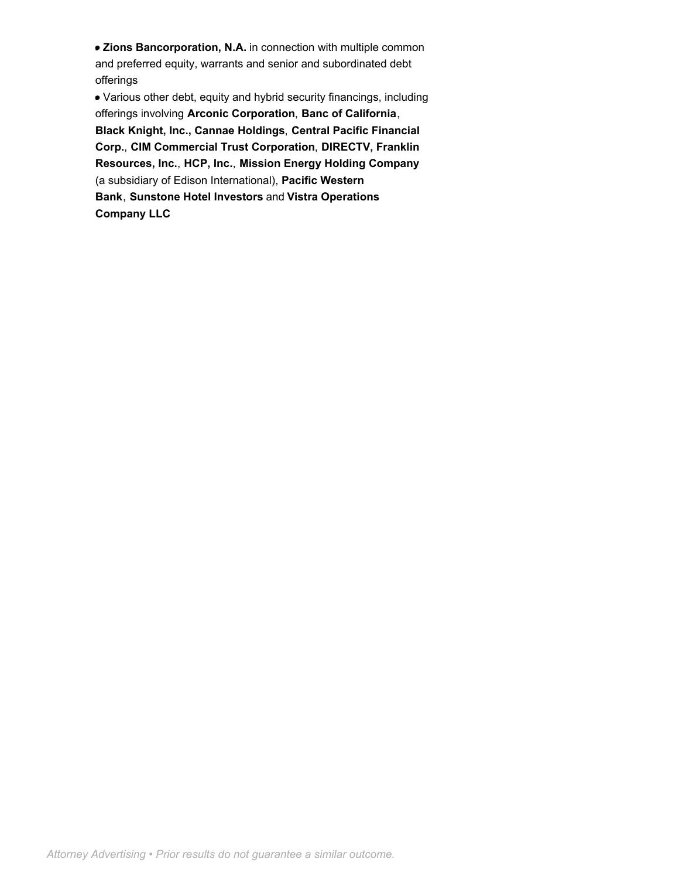- **Zions Bancorporation, N.A.** in connection with multiple common and preferred equity, warrants and senior and subordinated debt offerings
- Various other debt, equity and hybrid security financings, including offerings involving **Arconic Corporation**, **Banc of California**, **Black Knight, Inc., Cannae Holdings**, **Central Pacific Financial Corp.**, **CIM Commercial Trust Corporation**, **DIRECTV, Franklin Resources, Inc.**, **HCP, Inc.**, **Mission Energy Holding Company** (a subsidiary of Edison International), **Pacific Western Bank**, **Sunstone Hotel Investors** and **Vistra Operations Company LLC**

*Attorney Advertising • Prior results do not guarantee a similar outcome.*